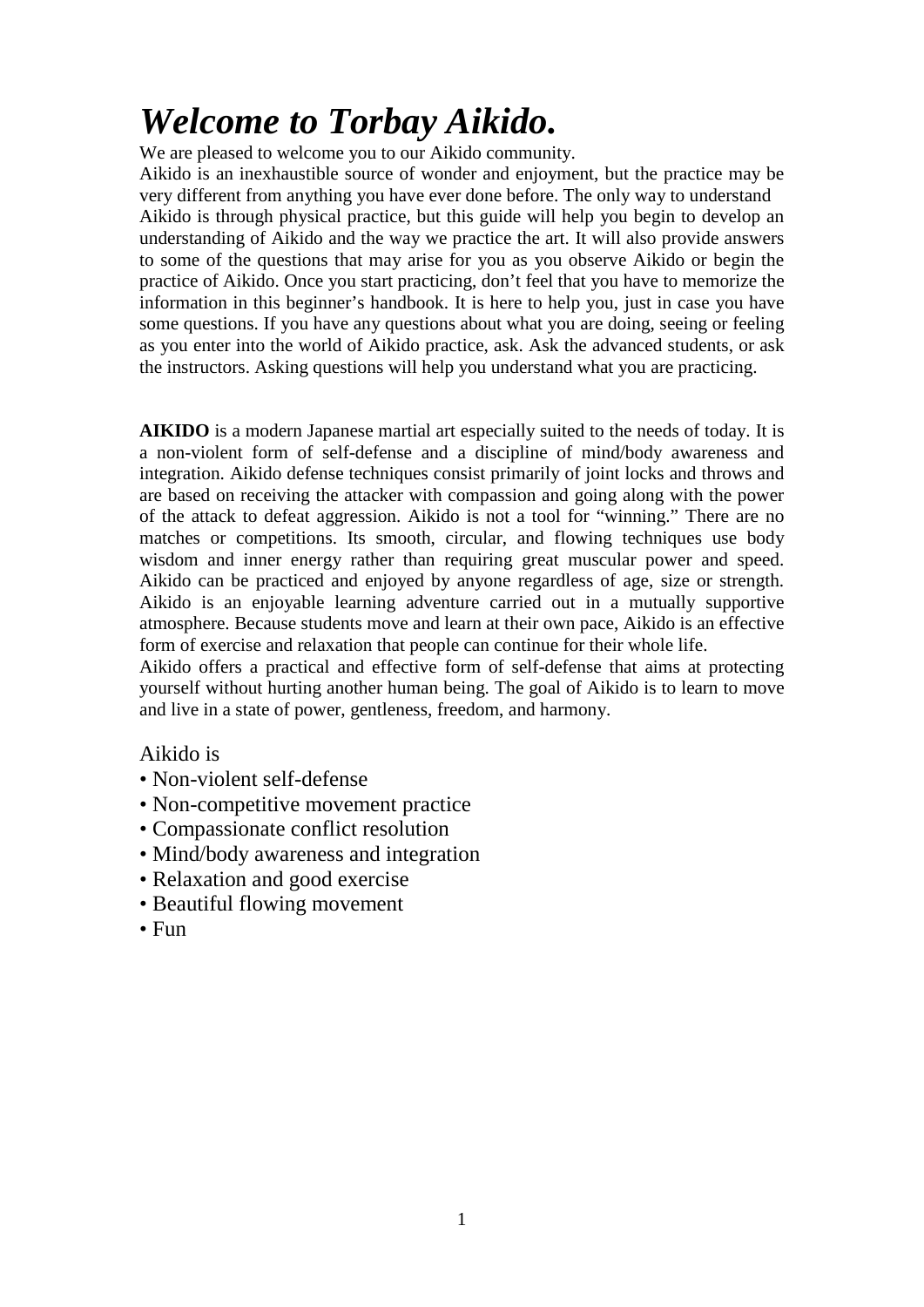# *Welcome to Torbay Aikido.*

We are pleased to welcome you to our Aikido community.

Aikido is an inexhaustible source of wonder and enjoyment, but the practice may be very different from anything you have ever done before. The only way to understand Aikido is through physical practice, but this guide will help you begin to develop an understanding of Aikido and the way we practice the art. It will also provide answers to some of the questions that may arise for you as you observe Aikido or begin the practice of Aikido. Once you start practicing, don't feel that you have to memorize the information in this beginner's handbook. It is here to help you, just in case you have some questions. If you have any questions about what you are doing, seeing or feeling as you enter into the world of Aikido practice, ask. Ask the advanced students, or ask the instructors. Asking questions will help you understand what you are practicing.

**AIKIDO** is a modern Japanese martial art especially suited to the needs of today. It is a non-violent form of self-defense and a discipline of mind/body awareness and integration. Aikido defense techniques consist primarily of joint locks and throws and are based on receiving the attacker with compassion and going along with the power of the attack to defeat aggression. Aikido is not a tool for "winning." There are no matches or competitions. Its smooth, circular, and flowing techniques use body wisdom and inner energy rather than requiring great muscular power and speed. Aikido can be practiced and enjoyed by anyone regardless of age, size or strength. Aikido is an enjoyable learning adventure carried out in a mutually supportive atmosphere. Because students move and learn at their own pace, Aikido is an effective form of exercise and relaxation that people can continue for their whole life.

Aikido offers a practical and effective form of self-defense that aims at protecting yourself without hurting another human being. The goal of Aikido is to learn to move and live in a state of power, gentleness, freedom, and harmony.

Aikido is

- Non-violent self-defense
- Non-competitive movement practice
- Compassionate conflict resolution
- Mind/body awareness and integration
- Relaxation and good exercise
- Beautiful flowing movement
- Fun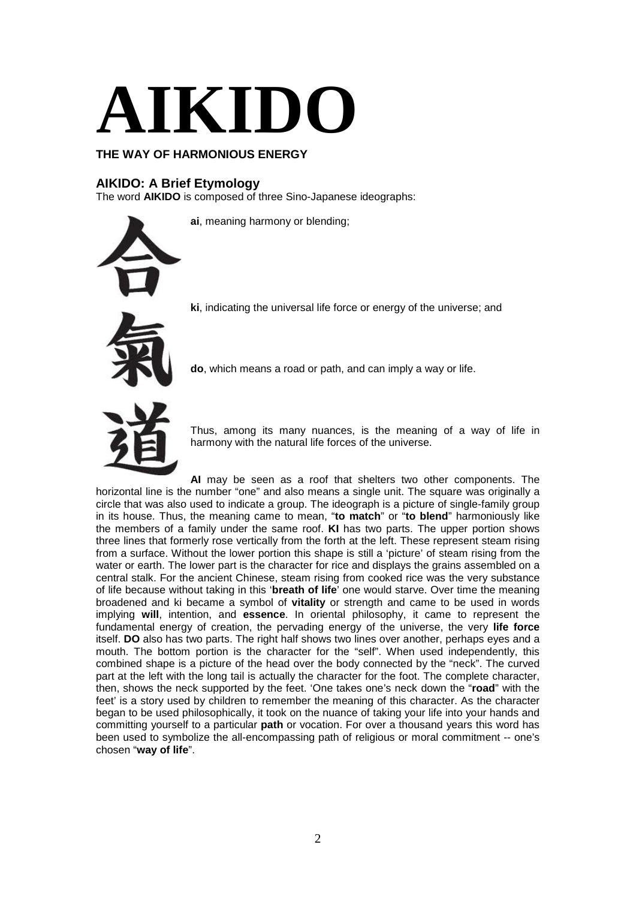# AIKIDO

**THE WAY OF HARMONIOUS ENERGY**

## AIKIDO: A Brief Etymology

The word **AIKIDO** is composed of three Sino-Japanese ideographs:

合 **ai**, meaning harmony or blending;

氣 **ki**, indicating the universal life force or energy of the universe; and

道 **do**, which means a road or path, and can imply a way or life.

Thus, among its many nuances, is the meaning of a way of life in harmony with the natural life forces of the universe.

**AI** may be seen as a roof that shelters two other components. The horizontal line is the number "one" and also means a single unit. The square was originally a circle that was also used to indicate a group. The ideograph is a picture of single-family group in its house. Thus, the meaning came to mean, "**to match**" or "**to blend**" harmoniously like the members of a family under the same roof. **KI** has two parts. The upper portion shows three lines that formerly rose vertically from the forth at the left. These represent steam rising from a surface. Without the lower portion this shape is still a 'picture' of steam rising from the water or earth. The lower part is the character for rice and displays the grains assembled on a central stalk. For the ancient Chinese, steam rising from cooked rice was the very substance of life because without taking in this '**breath of life**' one would starve. Over time the meaning broadened and ki became a symbol of **vitality** or strength and came to be used in words implying **will**, intention, and **essence**. In oriental philosophy, it came to represent the fundamental energy of creation, the pervading energy of the universe, the very **life force** itself. **DO** also has two parts. The right half shows two lines over another, perhaps eyes and a mouth. The bottom portion is the character for the "self". When used independently, this combined shape is a picture of the head over the body connected by the "neck". The curved part at the left with the long tail is actually the character for the foot. The complete character, then, shows the neck supported by the feet. 'One takes one's neck down the "**road**" with the feet' is a story used by children to remember the meaning of this character. As the character began to be used philosophically, it took on the nuance of taking your life into your hands and committing yourself to a particular **path** or vocation. For over a thousand years this word has been used to symbolize the all-encompassing path of religious or moral commitment -- one's chosen "**way of life**".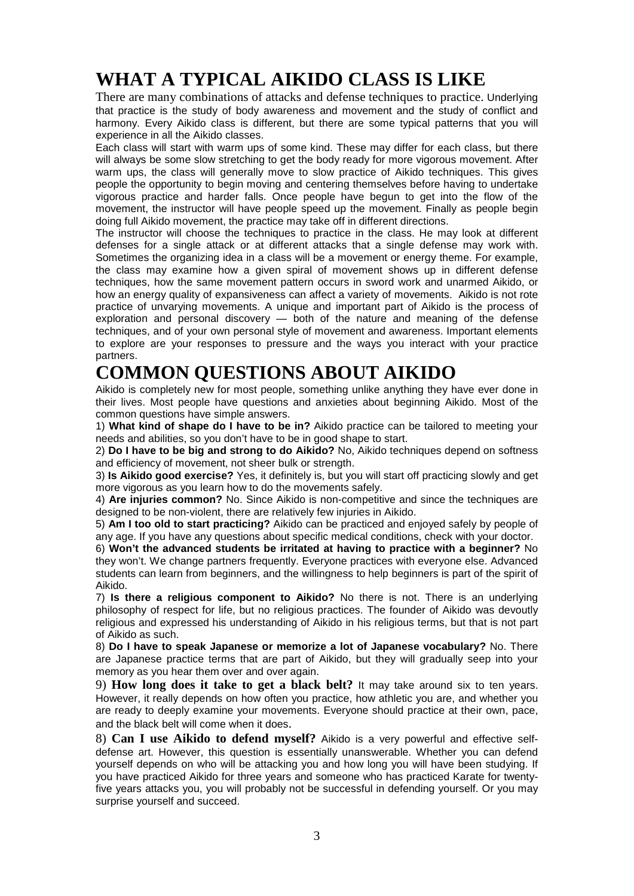# WHAT A TYPICAL AIKIDO CLASS IS LIKE

There are many combinations of attacks and defense techniques to practice. Underlying that practice is the study of body awareness and movement and the study of conflict and harmony. Every Aikido class is different, but there are some typical patterns that you will experience in all the Aikido classes.

Each class will start with warm ups of some kind. These may differ for each class, but there will always be some slow stretching to get the body ready for more vigorous movement. After warm ups, the class will generally move to slow practice of Aikido techniques. This gives people the opportunity to begin moving and centering themselves before having to undertake vigorous practice and harder falls. Once people have begun to get into the flow of the movement, the instructor will have people speed up the movement. Finally as people begin doing full Aikido movement, the practice may take off in different directions.

The instructor will choose the techniques to practice in the class. He may look at different defenses for a single attack or at different attacks that a single defense may work with. Sometimes the organizing idea in a class will be a movement or energy theme. For example, the class may examine how a given spiral of movement shows up in different defense techniques, how the same movement pattern occurs in sword work and unarmed Aikido, or how an energy quality of expansiveness can affect a variety of movements. Aikido is not rote practice of unvarying movements. A unique and important part of Aikido is the process of exploration and personal discovery — both of the nature and meaning of the defense techniques, and of your own personal style of movement and awareness. Important elements to explore are your responses to pressure and the ways you interact with your practice partners.

# COMMON QUESTIONS ABOUT AIKIDO

Aikido is completely new for most people, something unlike anything they have ever done in their lives. Most people have questions and anxieties about beginning Aikido. Most of the common questions have simple answers.

1) **What kind of shape do I have to be in?** Aikido practice can be tailored to meeting your needs and abilities, so you don't have to be in good shape to start.

2) **Do I have to be big and strong to do Aikido?** No, Aikido techniques depend on softness and efficiency of movement, not sheer bulk or strength.

3) **Is Aikido good exercise?** Yes, it definitely is, but you will start off practicing slowly and get more vigorous as you learn how to do the movements safely.

4) **Are injuries common?** No. Since Aikido is non-competitive and since the techniques are designed to be non-violent, there are relatively few injuries in Aikido.

5) **Am I too old to start practicing?** Aikido can be practiced and enjoyed safely by people of any age. If you have any questions about specific medical conditions, check with your doctor.

6) **Won't the advanced students be irritated at having to practice with a beginner?** No they won't. We change partners frequently. Everyone practices with everyone else. Advanced students can learn from beginners, and the willingness to help beginners is part of the spirit of Aikido.

7) **Is there a religious component to Aikido?** No there is not. There is an underlying philosophy of respect for life, but no religious practices. The founder of Aikido was devoutly religious and expressed his understanding of Aikido in his religious terms, but that is not part of Aikido as such.

8) **Do I have to speak Japanese or memorize a lot of Japanese vocabulary?** No. There are Japanese practice terms that are part of Aikido, but they will gradually seep into your memory as you hear them over and over again.

9) **How long does it take to get a black belt?** It may take around six to ten years. However, it really depends on how often you practice, how athletic you are, and whether you are ready to deeply examine your movements. Everyone should practice at their own, pace, and the black belt will come when it does.

8) **Can I use Aikido to defend myself?** Aikido is a very powerful and effective self-defense art. However, this question is essentially unanswerable. Whether you can defend yourself depends on who will be attacking you and how long you will have been studying. If you have practiced Aikido for three years and someone who has practiced Karate for twenty-five years attacks you, you will probably not be successful in defending yourself. Or you may surprise yourself and succeed.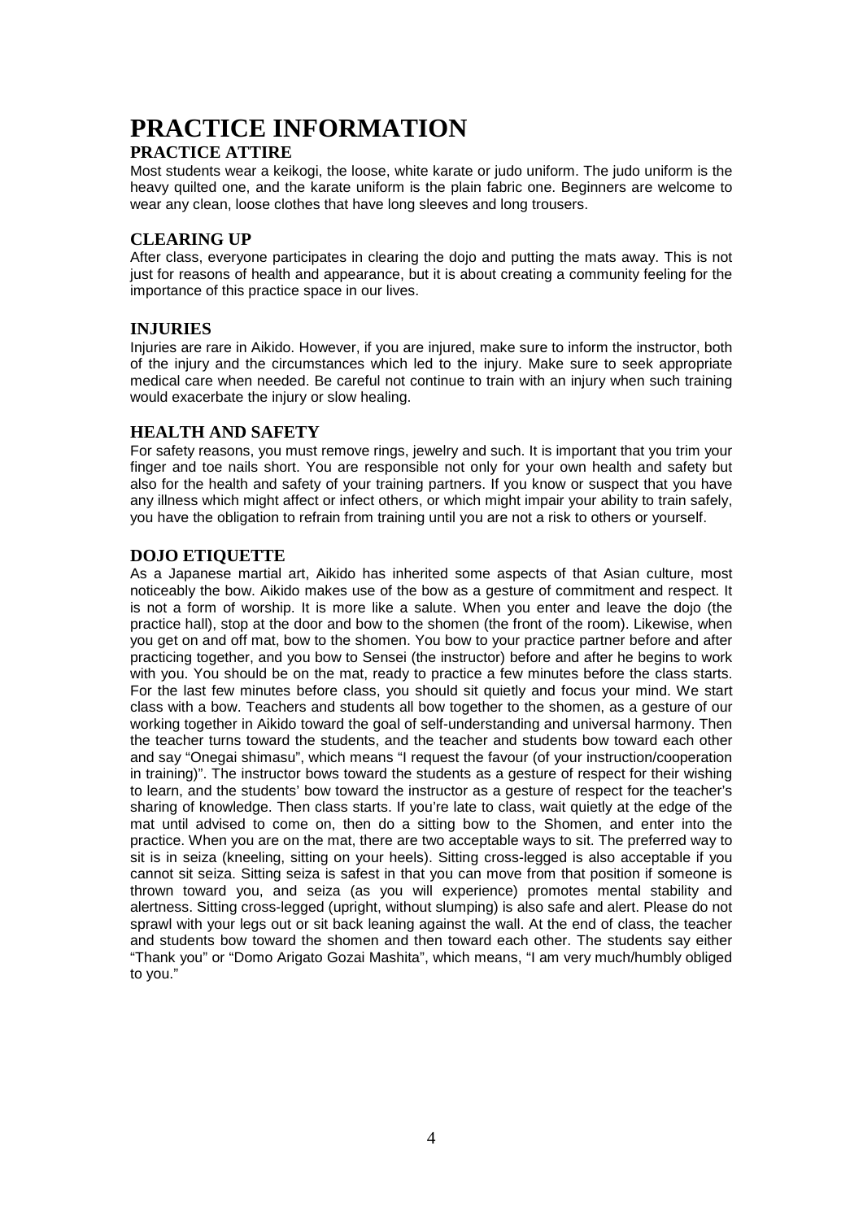# PRACTICE INFORMATION

## PRACTICE ATTIRE

Most students wear a keikogi, the loose, white karate or judo uniform. The judo uniform is the heavy quilted one, and the karate uniform is the plain fabric one. Beginners are welcome to wear any clean, loose clothes that have long sleeves and long trousers.

## CLEARING UP

After class, everyone participates in clearing the dojo and putting the mats away. This is not just for reasons of health and appearance, but it is about creating a community feeling for the importance of this practice space in our lives.

## INJURIES

Injuries are rare in Aikido. However, if you are injured, make sure to inform the instructor, both of the injury and the circumstances which led to the injury. Make sure to seek appropriate medical care when needed. Be careful not continue to train with an injury when such training would exacerbate the injury or slow healing.

## HEALTH AND SAFETY

For safety reasons, you must remove rings, jewelry and such. It is important that you trim your finger and toe nails short. You are responsible not only for your own health and safety but also for the health and safety of your training partners. If you know or suspect that you have any illness which might affect or infect others, or which might impair your ability to train safely, you have the obligation to refrain from training until you are not a risk to others or yourself.

## DOJO ETIQUETTE

As a Japanese martial art, Aikido has inherited some aspects of that Asian culture, most noticeably the bow. Aikido makes use of the bow as a gesture of commitment and respect. It is not a form of worship. It is more like a salute. When you enter and leave the dojo (the practice hall), stop at the door and bow to the shomen (the front of the room). Likewise, when you get on and off mat, bow to the shomen. You bow to your practice partner before and after practicing together, and you bow to Sensei (the instructor) before and after he begins to work with you. You should be on the mat, ready to practice a few minutes before the class starts. For the last few minutes before class, you should sit quietly and focus your mind. We start class with a bow. Teachers and students all bow together to the shomen, as a gesture of our working together in Aikido toward the goal of self-understanding and universal harmony. Then the teacher turns toward the students, and the teacher and students bow toward each other and say "Onegai shimasu", which means "I request the favour (of your instruction/cooperation in training)". The instructor bows toward the students as a gesture of respect for their wishing to learn, and the students' bow toward the instructor as a gesture of respect for the teacher's sharing of knowledge. Then class starts. If you're late to class, wait quietly at the edge of the mat until advised to come on, then do a sitting bow to the Shomen, and enter into the practice. When you are on the mat, there are two acceptable ways to sit. The preferred way to sit is in seiza (kneeling, sitting on your heels). Sitting cross-legged is also acceptable if you cannot sit seiza. Sitting seiza is safest in that you can move from that position if someone is thrown toward you, and seiza (as you will experience) promotes mental stability and alertness. Sitting cross-legged (upright, without slumping) is also safe and alert. Please do not sprawl with your legs out or sit back leaning against the wall. At the end of class, the teacher and students bow toward the shomen and then toward each other. The students say either "Thank you" or "Domo Arigato Gozai Mashita", which means, "I am very much/humbly obliged to you."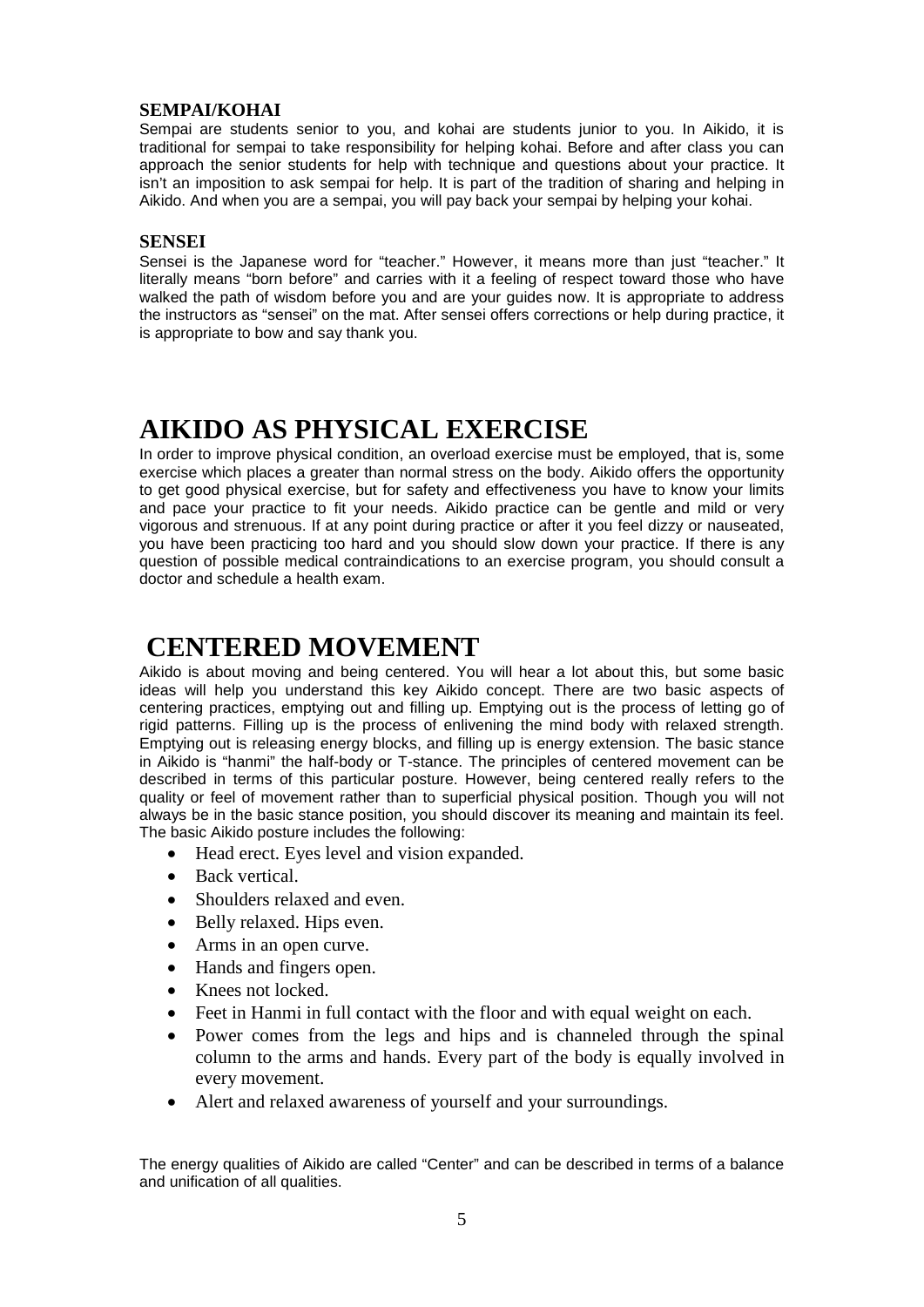### SEMPAI/KOHAI

Sempai are students senior to you, and kohai are students junior to you. In Aikido, it is traditional for sempai to take responsibility for helping kohai. Before and after class you can approach the senior students for help with technique and questions about your practice. It isn't an imposition to ask sempai for help. It is part of the tradition of sharing and helping in Aikido. And when you are a sempai, you will pay back your sempai by helping your kohai.

### SENSEI

Sensei is the Japanese word for "teacher." However, it means more than just "teacher." It literally means "born before" and carries with it a feeling of respect toward those who have walked the path of wisdom before you and are your guides now. It is appropriate to address the instructors as "sensei" on the mat. After sensei offers corrections or help during practice, it is appropriate to bow and say thank you.

# AIKIDO AS PHYSICAL EXERCISE

In order to improve physical condition, an overload exercise must be employed, that is, some exercise which places a greater than normal stress on the body. Aikido offers the opportunity to get good physical exercise, but for safety and effectiveness you have to know your limits and pace your practice to fit your needs. Aikido practice can be gentle and mild or very vigorous and strenuous. If at any point during practice or after it you feel dizzy or nauseated, you have been practicing too hard and you should slow down your practice. If there is any question of possible medical contraindications to an exercise program, you should consult a doctor and schedule a health exam.

# CENTERED MOVEMENT

Aikido is about moving and being centered. You will hear a lot about this, but some basic ideas will help you understand this key Aikido concept. There are two basic aspects of centering practices, emptying out and filling up. Emptying out is the process of letting go of rigid patterns. Filling up is the process of enlivening the mind body with relaxed strength. Emptying out is releasing energy blocks, and filling up is energy extension. The basic stance in Aikido is "hanmi" the half-body or T-stance. The principles of centered movement can be described in terms of this particular posture. However, being centered really refers to the quality or feel of movement rather than to superficial physical position. Though you will not always be in the basic stance position, you should discover its meaning and maintain its feel. The basic Aikido posture includes the following:

- Head erect. Eyes level and vision expanded.
- Back vertical.
- Shoulders relaxed and even.
- Belly relaxed. Hips even.
- Arms in an open curve.
- Hands and fingers open.
- Knees not locked.
- Feet in Hanmi in full contact with the floor and with equal weight on each.
- Power comes from the legs and hips and is channeled through the spinal column to the arms and hands. Every part of the body is equally involved in every movement.
- Alert and relaxed awareness of yourself and your surroundings.

The energy qualities of Aikido are called "Center" and can be described in terms of a balance and unification of all qualities.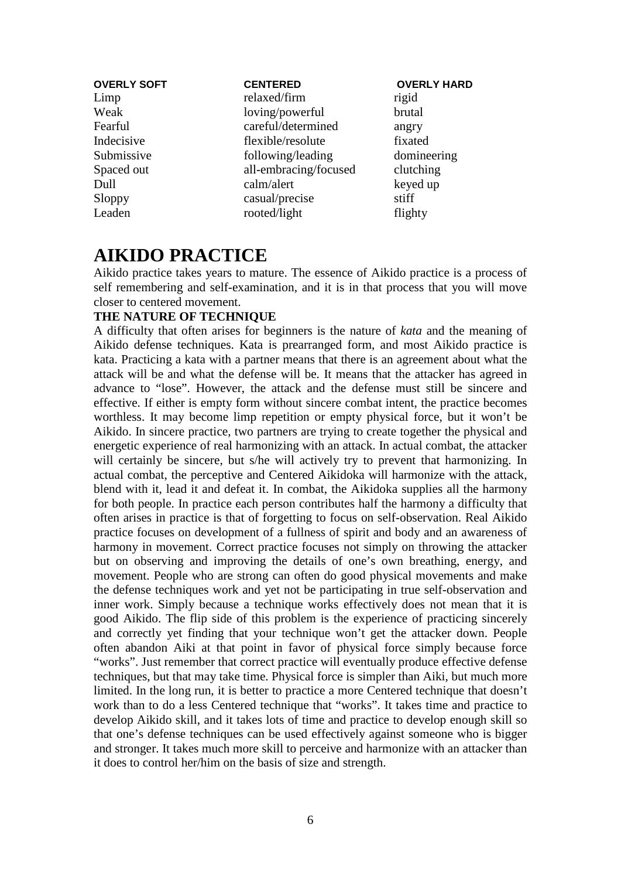| OVERLY SOFT | CENTERED | OVERLY HARD |
|---|---|---|
| Limp | relaxed/firm | rigid |
| Weak | loving/powerful | brutal |
| Fearful | careful/determined | angry |
| Indecisive | flexible/resolute | fixated |
| Submissive | following/leading | domineering |
| Spaced out | all-embracing/focused | clutching |
| Dull | calm/alert | keyed up |
| Sloppy | casual/precise | stiff |
| Leaden | rooted/light | flighty |

# AIKIDO PRACTICE

Aikido practice takes years to mature. The essence of Aikido practice is a process of self remembering and self-examination, and it is in that process that you will move closer to centered movement.

**THE NATURE OF TECHNIQUE**

A difficulty that often arises for beginners is the nature of *kata* and the meaning of Aikido defense techniques. Kata is prearranged form, and most Aikido practice is kata. Practicing a kata with a partner means that there is an agreement about what the attack will be and what the defense will be. It means that the attacker has agreed in advance to "lose". However, the attack and the defense must still be sincere and effective. If either is empty form without sincere combat intent, the practice becomes worthless. It may become limp repetition or empty physical force, but it won't be Aikido. In sincere practice, two partners are trying to create together the physical and energetic experience of real harmonizing with an attack. In actual combat, the attacker will certainly be sincere, but s/he will actively try to prevent that harmonizing. In actual combat, the perceptive and Centered Aikidoka will harmonize with the attack, blend with it, lead it and defeat it. In combat, the Aikidoka supplies all the harmony for both people. In practice each person contributes half the harmony a difficulty that often arises in practice is that of forgetting to focus on self-observation. Real Aikido practice focuses on development of a fullness of spirit and body and an awareness of harmony in movement. Correct practice focuses not simply on throwing the attacker but on observing and improving the details of one's own breathing, energy, and movement. People who are strong can often do good physical movements and make the defense techniques work and yet not be participating in true self-observation and inner work. Simply because a technique works effectively does not mean that it is good Aikido. The flip side of this problem is the experience of practicing sincerely and correctly yet finding that your technique won't get the attacker down. People often abandon Aiki at that point in favor of physical force simply because force "works". Just remember that correct practice will eventually produce effective defense techniques, but that may take time. Physical force is simpler than Aiki, but much more limited. In the long run, it is better to practice a more Centered technique that doesn't work than to do a less Centered technique that "works". It takes time and practice to develop Aikido skill, and it takes lots of time and practice to develop enough skill so that one's defense techniques can be used effectively against someone who is bigger and stronger. It takes much more skill to perceive and harmonize with an attacker than it does to control her/him on the basis of size and strength.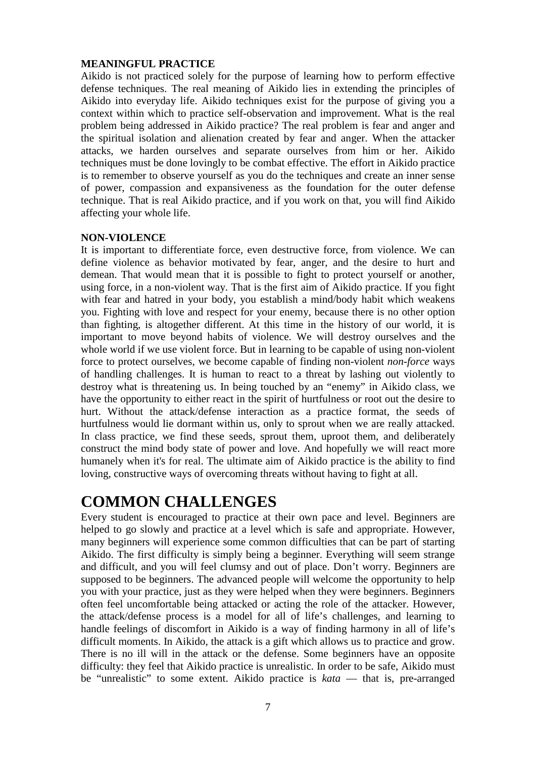**MEANINGFUL PRACTICE**

Aikido is not practiced solely for the purpose of learning how to perform effective defense techniques. The real meaning of Aikido lies in extending the principles of Aikido into everyday life. Aikido techniques exist for the purpose of giving you a context within which to practice self-observation and improvement. What is the real problem being addressed in Aikido practice? The real problem is fear and anger and the spiritual isolation and alienation created by fear and anger. When the attacker attacks, we harden ourselves and separate ourselves from him or her. Aikido techniques must be done lovingly to be combat effective. The effort in Aikido practice is to remember to observe yourself as you do the techniques and create an inner sense of power, compassion and expansiveness as the foundation for the outer defense technique. That is real Aikido practice, and if you work on that, you will find Aikido affecting your whole life.

**NON-VIOLENCE**

It is important to differentiate force, even destructive force, from violence. We can define violence as behavior motivated by fear, anger, and the desire to hurt and demean. That would mean that it is possible to fight to protect yourself or another, using force, in a non-violent way. That is the first aim of Aikido practice. If you fight with fear and hatred in your body, you establish a mind/body habit which weakens you. Fighting with love and respect for your enemy, because there is no other option than fighting, is altogether different. At this time in the history of our world, it is important to move beyond habits of violence. We will destroy ourselves and the whole world if we use violent force. But in learning to be capable of using non-violent force to protect ourselves, we become capable of finding non-violent *non-force* ways of handling challenges. It is human to react to a threat by lashing out violently to destroy what is threatening us. In being touched by an "enemy" in Aikido class, we have the opportunity to either react in the spirit of hurtfulness or root out the desire to hurt. Without the attack/defense interaction as a practice format, the seeds of hurtfulness would lie dormant within us, only to sprout when we are really attacked. In class practice, we find these seeds, sprout them, uproot them, and deliberately construct the mind body state of power and love. And hopefully we will react more humanely when it's for real. The ultimate aim of Aikido practice is the ability to find loving, constructive ways of overcoming threats without having to fight at all.

# COMMON CHALLENGES

Every student is encouraged to practice at their own pace and level. Beginners are helped to go slowly and practice at a level which is safe and appropriate. However, many beginners will experience some common difficulties that can be part of starting Aikido. The first difficulty is simply being a beginner. Everything will seem strange and difficult, and you will feel clumsy and out of place. Don't worry. Beginners are supposed to be beginners. The advanced people will welcome the opportunity to help you with your practice, just as they were helped when they were beginners. Beginners often feel uncomfortable being attacked or acting the role of the attacker. However, the attack/defense process is a model for all of life's challenges, and learning to handle feelings of discomfort in Aikido is a way of finding harmony in all of life's difficult moments. In Aikido, the attack is a gift which allows us to practice and grow. There is no ill will in the attack or the defense. Some beginners have an opposite difficulty: they feel that Aikido practice is unrealistic. In order to be safe, Aikido must be "unrealistic" to some extent. Aikido practice is *kata* — that is, pre-arranged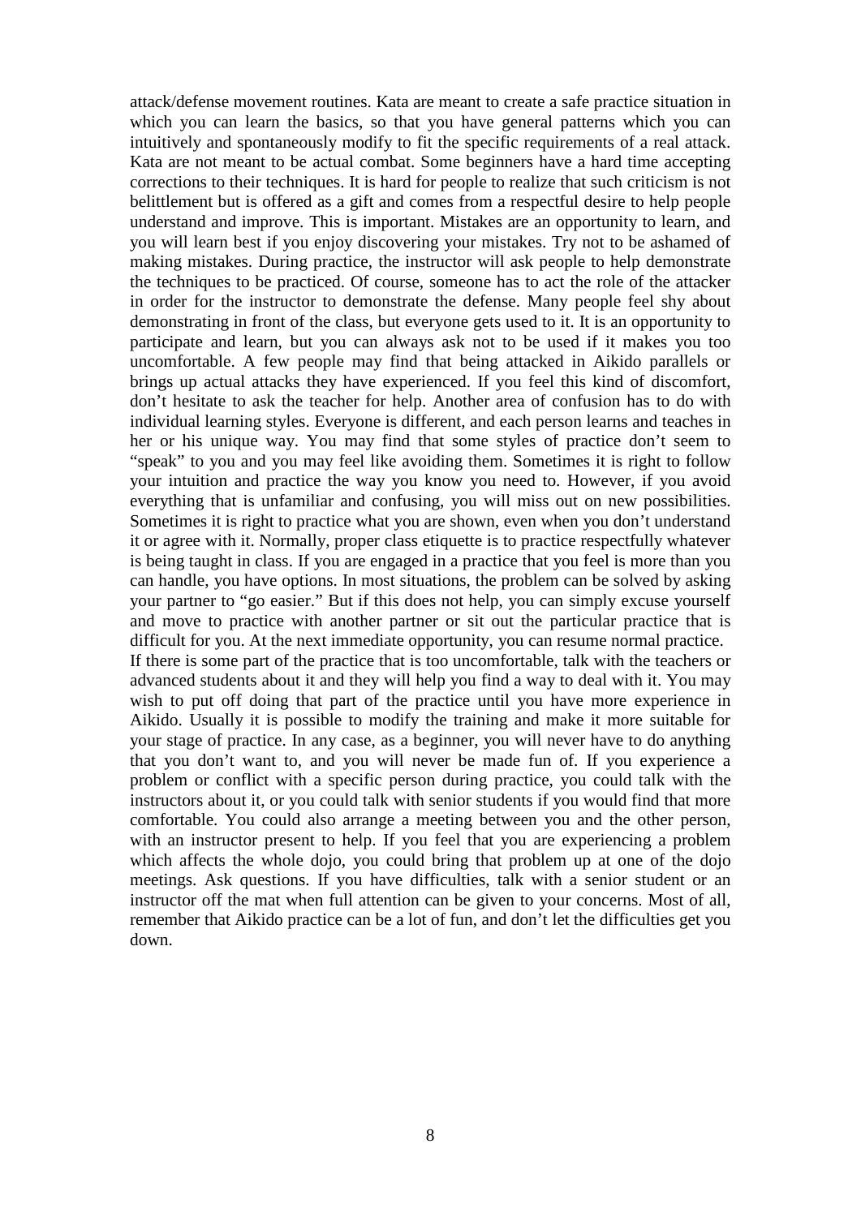attack/defense movement routines. Kata are meant to create a safe practice situation in which you can learn the basics, so that you have general patterns which you can intuitively and spontaneously modify to fit the specific requirements of a real attack. Kata are not meant to be actual combat. Some beginners have a hard time accepting corrections to their techniques. It is hard for people to realize that such criticism is not belittlement but is offered as a gift and comes from a respectful desire to help people understand and improve. This is important. Mistakes are an opportunity to learn, and you will learn best if you enjoy discovering your mistakes. Try not to be ashamed of making mistakes. During practice, the instructor will ask people to help demonstrate the techniques to be practiced. Of course, someone has to act the role of the attacker in order for the instructor to demonstrate the defense. Many people feel shy about demonstrating in front of the class, but everyone gets used to it. It is an opportunity to participate and learn, but you can always ask not to be used if it makes you too uncomfortable. A few people may find that being attacked in Aikido parallels or brings up actual attacks they have experienced. If you feel this kind of discomfort, don't hesitate to ask the teacher for help. Another area of confusion has to do with individual learning styles. Everyone is different, and each person learns and teaches in her or his unique way. You may find that some styles of practice don't seem to "speak" to you and you may feel like avoiding them. Sometimes it is right to follow your intuition and practice the way you know you need to. However, if you avoid everything that is unfamiliar and confusing, you will miss out on new possibilities. Sometimes it is right to practice what you are shown, even when you don't understand it or agree with it. Normally, proper class etiquette is to practice respectfully whatever is being taught in class. If you are engaged in a practice that you feel is more than you can handle, you have options. In most situations, the problem can be solved by asking your partner to "go easier." But if this does not help, you can simply excuse yourself and move to practice with another partner or sit out the particular practice that is difficult for you. At the next immediate opportunity, you can resume normal practice.

If there is some part of the practice that is too uncomfortable, talk with the teachers or advanced students about it and they will help you find a way to deal with it. You may wish to put off doing that part of the practice until you have more experience in Aikido. Usually it is possible to modify the training and make it more suitable for your stage of practice. In any case, as a beginner, you will never have to do anything that you don't want to, and you will never be made fun of. If you experience a problem or conflict with a specific person during practice, you could talk with the instructors about it, or you could talk with senior students if you would find that more comfortable. You could also arrange a meeting between you and the other person, with an instructor present to help. If you feel that you are experiencing a problem which affects the whole dojo, you could bring that problem up at one of the dojo meetings. Ask questions. If you have difficulties, talk with a senior student or an instructor off the mat when full attention can be given to your concerns. Most of all, remember that Aikido practice can be a lot of fun, and don't let the difficulties get you down.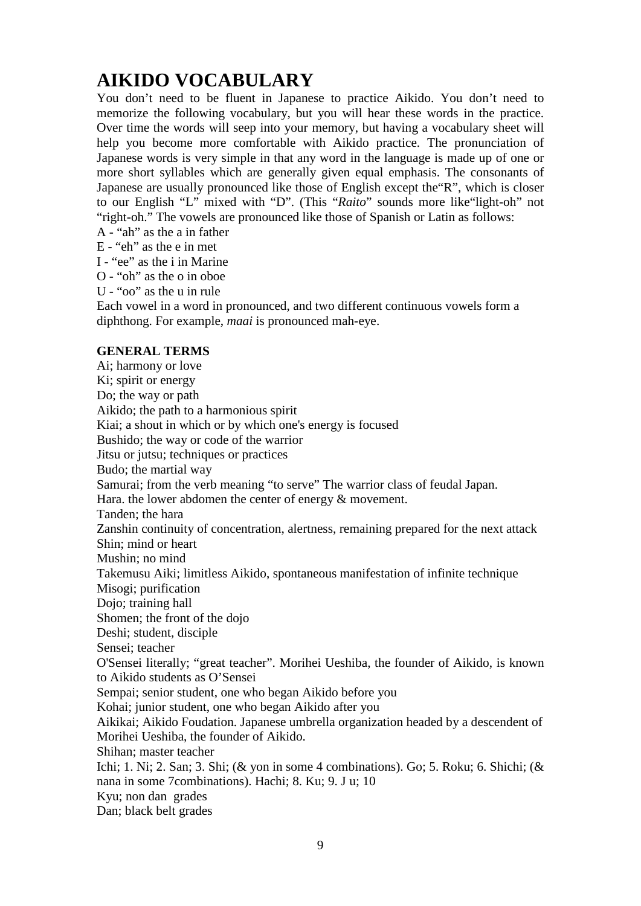# AIKIDO VOCABULARY

You don't need to be fluent in Japanese to practice Aikido. You don't need to memorize the following vocabulary, but you will hear these words in the practice. Over time the words will seep into your memory, but having a vocabulary sheet will help you become more comfortable with Aikido practice. The pronunciation of Japanese words is very simple in that any word in the language is made up of one or more short syllables which are generally given equal emphasis. The consonants of Japanese are usually pronounced like those of English except the"R", which is closer to our English "L" mixed with "D". (This "*Raito*" sounds more like"light-oh" not "right-oh." The vowels are pronounced like those of Spanish or Latin as follows:

A - "ah" as the a in father
E - "eh" as the e in met
I - "ee" as the i in Marine
O - "oh" as the o in oboe
U - "oo" as the u in rule

Each vowel in a word in pronounced, and two different continuous vowels form a diphthong. For example, *maai* is pronounced mah-eye.

**GENERAL TERMS**

Ai; harmony or love
Ki; spirit or energy
Do; the way or path
Aikido; the path to a harmonious spirit
Kiai; a shout in which or by which one's energy is focused
Bushido; the way or code of the warrior
Jitsu or jutsu; techniques or practices
Budo; the martial way
Samurai; from the verb meaning "to serve" The warrior class of feudal Japan.
Hara. the lower abdomen the center of energy & movement.
Tanden; the hara
Zanshin continuity of concentration, alertness, remaining prepared for the next attack
Shin; mind or heart
Mushin; no mind
Takemusu Aiki; limitless Aikido, spontaneous manifestation of infinite technique
Misogi; purification
Dojo; training hall
Shomen; the front of the dojo
Deshi; student, disciple
Sensei; teacher
O'Sensei literally; "great teacher". Morihei Ueshiba, the founder of Aikido, is known to Aikido students as O'Sensei
Sempai; senior student, one who began Aikido before you
Kohai; junior student, one who began Aikido after you
Aikikai; Aikido Foudation. Japanese umbrella organization headed by a descendent of Morihei Ueshiba, the founder of Aikido.
Shihan; master teacher
Ichi; 1. Ni; 2. San; 3. Shi; (& yon in some 4 combinations). Go; 5. Roku; 6. Shichi; (& nana in some 7combinations). Hachi; 8. Ku; 9. J u; 10
Kyu; non dan grades
Dan; black belt grades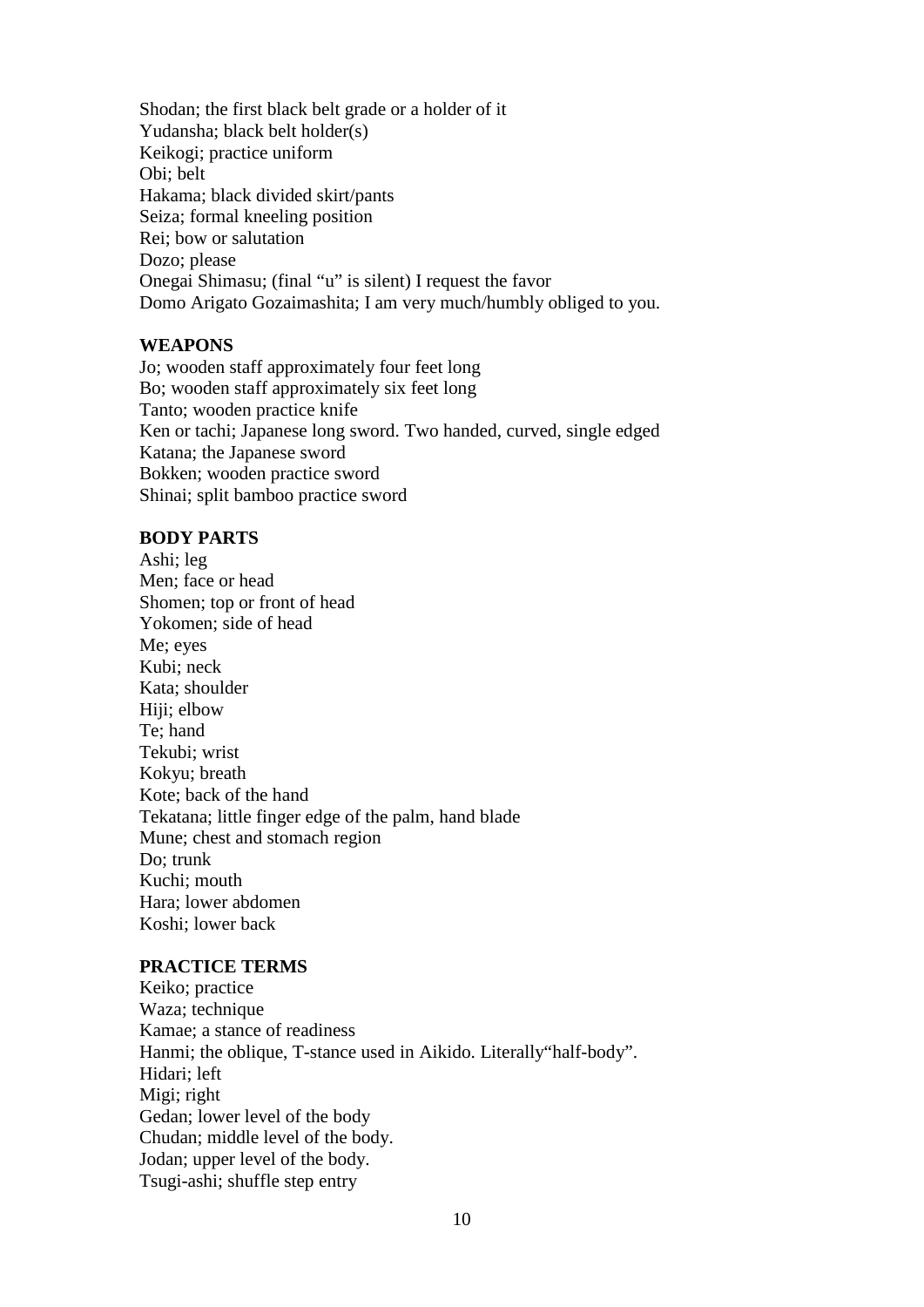Shodan; the first black belt grade or a holder of it
Yudansha; black belt holder(s)
Keikogi; practice uniform
Obi; belt
Hakama; black divided skirt/pants
Seiza; formal kneeling position
Rei; bow or salutation
Dozo; please
Onegai Shimasu; (final "u" is silent) I request the favor
Domo Arigato Gozaimashita; I am very much/humbly obliged to you.

**WEAPONS**

Jo; wooden staff approximately four feet long
Bo; wooden staff approximately six feet long
Tanto; wooden practice knife
Ken or tachi; Japanese long sword. Two handed, curved, single edged
Katana; the Japanese sword
Bokken; wooden practice sword
Shinai; split bamboo practice sword

**BODY PARTS**

Ashi; leg
Men; face or head
Shomen; top or front of head
Yokomen; side of head
Me; eyes
Kubi; neck
Kata; shoulder
Hiji; elbow
Te; hand
Tekubi; wrist
Kokyu; breath
Kote; back of the hand
Tekatana; little finger edge of the palm, hand blade
Mune; chest and stomach region
Do; trunk
Kuchi; mouth
Hara; lower abdomen
Koshi; lower back

**PRACTICE TERMS**

Keiko; practice
Waza; technique
Kamae; a stance of readiness
Hanmi; the oblique, T-stance used in Aikido. Literally"half-body".
Hidari; left
Migi; right
Gedan; lower level of the body
Chudan; middle level of the body.
Jodan; upper level of the body.
Tsugi-ashi; shuffle step entry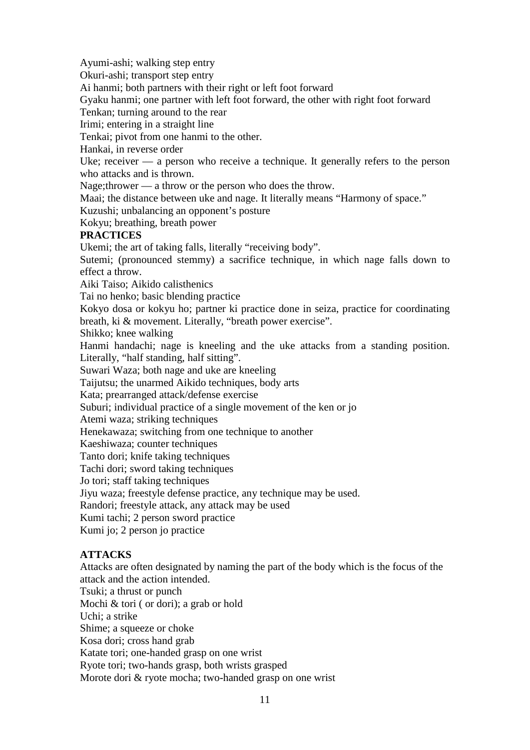Ayumi-ashi; walking step entry

Okuri-ashi; transport step entry

Ai hanmi; both partners with their right or left foot forward

Gyaku hanmi; one partner with left foot forward, the other with right foot forward

Tenkan; turning around to the rear

Irimi; entering in a straight line

Tenkai; pivot from one hanmi to the other.

Hankai, in reverse order

Uke; receiver — a person who receive a technique. It generally refers to the person who attacks and is thrown.

Nage;thrower — a throw or the person who does the throw.

Maai; the distance between uke and nage. It literally means "Harmony of space."

Kuzushi; unbalancing an opponent's posture

Kokyu; breathing, breath power

**PRACTICES**

Ukemi; the art of taking falls, literally "receiving body".

Sutemi; (pronounced stemmy) a sacrifice technique, in which nage falls down to effect a throw.

Aiki Taiso; Aikido calisthenics

Tai no henko; basic blending practice

Kokyo dosa or kokyu ho; partner ki practice done in seiza, practice for coordinating breath, ki & movement. Literally, "breath power exercise".

Shikko; knee walking

Hanmi handachi; nage is kneeling and the uke attacks from a standing position. Literally, "half standing, half sitting".

Suwari Waza; both nage and uke are kneeling

Taijutsu; the unarmed Aikido techniques, body arts

Kata; prearranged attack/defense exercise

Suburi; individual practice of a single movement of the ken or jo

Atemi waza; striking techniques

Henekawaza; switching from one technique to another

Kaeshiwaza; counter techniques

Tanto dori; knife taking techniques

Tachi dori; sword taking techniques

Jo tori; staff taking techniques

Jiyu waza; freestyle defense practice, any technique may be used.

Randori; freestyle attack, any attack may be used

Kumi tachi; 2 person sword practice

Kumi jo; 2 person jo practice

**ATTACKS**

Attacks are often designated by naming the part of the body which is the focus of the attack and the action intended.

Tsuki; a thrust or punch

Mochi & tori ( or dori); a grab or hold

Uchi; a strike

Shime; a squeeze or choke

Kosa dori; cross hand grab

Katate tori; one-handed grasp on one wrist

Ryote tori; two-hands grasp, both wrists grasped

Morote dori & ryote mocha; two-handed grasp on one wrist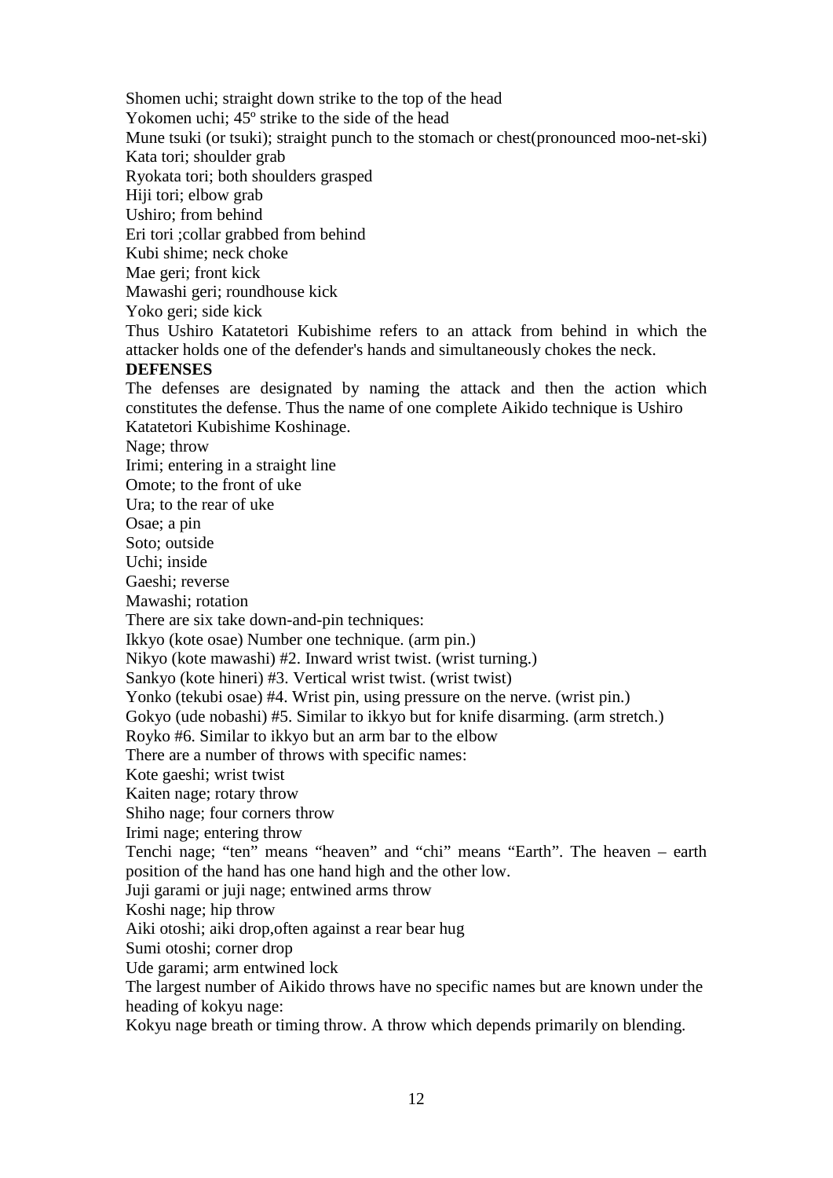Shomen uchi; straight down strike to the top of the head
Yokomen uchi; 45º strike to the side of the head
Mune tsuki (or tsuki); straight punch to the stomach or chest(pronounced moo-net-ski)
Kata tori; shoulder grab
Ryokata tori; both shoulders grasped
Hiji tori; elbow grab
Ushiro; from behind
Eri tori ;collar grabbed from behind
Kubi shime; neck choke
Mae geri; front kick
Mawashi geri; roundhouse kick
Yoko geri; side kick
Thus Ushiro Katatetori Kubishime refers to an attack from behind in which the attacker holds one of the defender's hands and simultaneously chokes the neck.

**DEFENSES**

The defenses are designated by naming the attack and then the action which constitutes the defense. Thus the name of one complete Aikido technique is Ushiro Katatetori Kubishime Koshinage.
Nage; throw
Irimi; entering in a straight line
Omote; to the front of uke
Ura; to the rear of uke
Osae; a pin
Soto; outside
Uchi; inside
Gaeshi; reverse
Mawashi; rotation
There are six take down-and-pin techniques:
Ikkyo (kote osae) Number one technique. (arm pin.)
Nikyo (kote mawashi) #2. Inward wrist twist. (wrist turning.)
Sankyo (kote hineri) #3. Vertical wrist twist. (wrist twist)
Yonko (tekubi osae) #4. Wrist pin, using pressure on the nerve. (wrist pin.)
Gokyo (ude nobashi) #5. Similar to ikkyo but for knife disarming. (arm stretch.)
Royko #6. Similar to ikkyo but an arm bar to the elbow
There are a number of throws with specific names:
Kote gaeshi; wrist twist
Kaiten nage; rotary throw
Shiho nage; four corners throw
Irimi nage; entering throw
Tenchi nage; "ten" means "heaven" and "chi" means "Earth". The heaven – earth position of the hand has one hand high and the other low.
Juji garami or juji nage; entwined arms throw
Koshi nage; hip throw
Aiki otoshi; aiki drop,often against a rear bear hug
Sumi otoshi; corner drop
Ude garami; arm entwined lock
The largest number of Aikido throws have no specific names but are known under the heading of kokyu nage:
Kokyu nage breath or timing throw. A throw which depends primarily on blending.